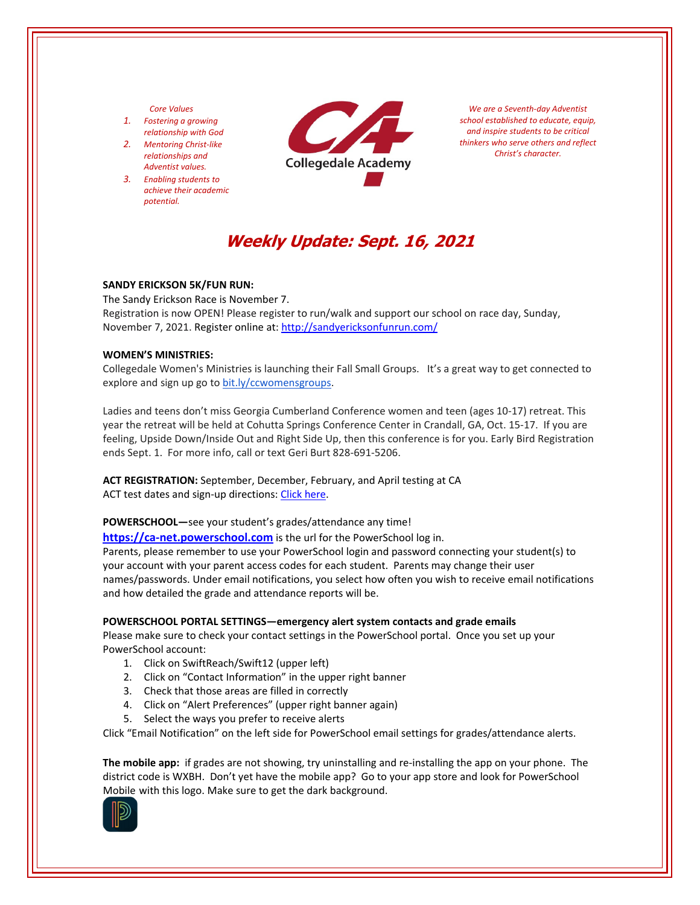*Core Values*

1. *Fostering a growing relationship with God*
2. *Mentoring Christ-like relationships and Adventist values.*
3. *Enabling students to achieve their academic potential.*

Collegedale Academy

*We are a Seventh-day Adventist school established to educate, equip, and inspire students to be critical thinkers who serve others and reflect Christ's character.*

# *Weekly Update: Sept. 16, 2021*

**SANDY ERICKSON 5K/FUN RUN:**
The Sandy Erickson Race is November 7.
Registration is now OPEN! Please register to run/walk and support our school on race day, Sunday, November 7, 2021. Register online at: http://sandyericksonfunrun.com/

**WOMEN'S MINISTRIES:**
Collegedale Women's Ministries is launching their Fall Small Groups. It's a great way to get connected to explore and sign up go to bit.ly/ccwomensgroups.

Ladies and teens don't miss Georgia Cumberland Conference women and teen (ages 10-17) retreat. This year the retreat will be held at Cohutta Springs Conference Center in Crandall, GA, Oct. 15-17. If you are feeling, Upside Down/Inside Out and Right Side Up, then this conference is for you. Early Bird Registration ends Sept. 1. For more info, call or text Geri Burt 828-691-5206.

**ACT REGISTRATION:** September, December, February, and April testing at CA
ACT test dates and sign-up directions: Click here.

**POWERSCHOOL—**see your student's grades/attendance any time!
**https://ca-net.powerschool.com** is the url for the PowerSchool log in.
Parents, please remember to use your PowerSchool login and password connecting your student(s) to your account with your parent access codes for each student. Parents may change their user names/passwords. Under email notifications, you select how often you wish to receive email notifications and how detailed the grade and attendance reports will be.

**POWERSCHOOL PORTAL SETTINGS—emergency alert system contacts and grade emails**
Please make sure to check your contact settings in the PowerSchool portal. Once you set up your PowerSchool account:

1. Click on SwiftReach/Swift12 (upper left)
2. Click on "Contact Information" in the upper right banner
3. Check that those areas are filled in correctly
4. Click on "Alert Preferences" (upper right banner again)
5. Select the ways you prefer to receive alerts

Click "Email Notification" on the left side for PowerSchool email settings for grades/attendance alerts.

**The mobile app:** if grades are not showing, try uninstalling and re-installing the app on your phone. The district code is WXBH. Don't yet have the mobile app? Go to your app store and look for PowerSchool Mobile with this logo. Make sure to get the dark background.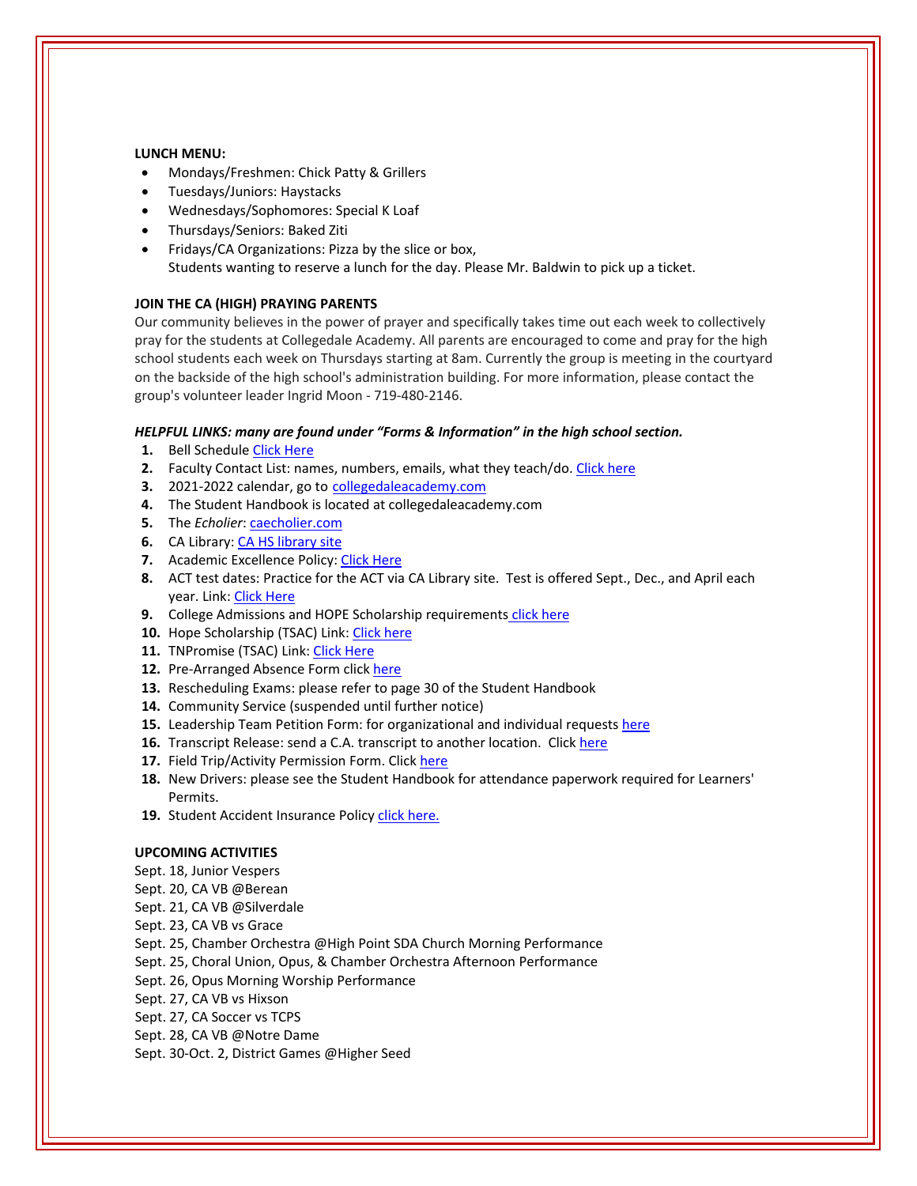**LUNCH MENU:**

- Mondays/Freshmen: Chick Patty & Grillers
- Tuesdays/Juniors: Haystacks
- Wednesdays/Sophomores: Special K Loaf
- Thursdays/Seniors: Baked Ziti
- Fridays/CA Organizations: Pizza by the slice or box,
  Students wanting to reserve a lunch for the day. Please Mr. Baldwin to pick up a ticket.

**JOIN THE CA (HIGH) PRAYING PARENTS**

Our community believes in the power of prayer and specifically takes time out each week to collectively pray for the students at Collegedale Academy. All parents are encouraged to come and pray for the high school students each week on Thursdays starting at 8am. Currently the group is meeting in the courtyard on the backside of the high school's administration building. For more information, please contact the group's volunteer leader Ingrid Moon - 719-480-2146.

***HELPFUL LINKS: many are found under "Forms & Information" in the high school section.***

1. Bell Schedule Click Here
2. Faculty Contact List: names, numbers, emails, what they teach/do. Click here
3. 2021-2022 calendar, go to collegedaleacademy.com
4. The Student Handbook is located at collegedaleacademy.com
5. The *Echolier*: caecholier.com
6. CA Library: CA HS library site
7. Academic Excellence Policy: Click Here
8. ACT test dates: Practice for the ACT via CA Library site. Test is offered Sept., Dec., and April each year. Link: Click Here
9. College Admissions and HOPE Scholarship requirements click here
10. Hope Scholarship (TSAC) Link: Click here
11. TNPromise (TSAC) Link: Click Here
12. Pre-Arranged Absence Form click here
13. Rescheduling Exams: please refer to page 30 of the Student Handbook
14. Community Service (suspended until further notice)
15. Leadership Team Petition Form: for organizational and individual requests here
16. Transcript Release: send a C.A. transcript to another location. Click here
17. Field Trip/Activity Permission Form. Click here
18. New Drivers: please see the Student Handbook for attendance paperwork required for Learners' Permits.
19. Student Accident Insurance Policy click here.

**UPCOMING ACTIVITIES**

Sept. 18, Junior Vespers
Sept. 20, CA VB @Berean
Sept. 21, CA VB @Silverdale
Sept. 23, CA VB vs Grace
Sept. 25, Chamber Orchestra @High Point SDA Church Morning Performance
Sept. 25, Choral Union, Opus, & Chamber Orchestra Afternoon Performance
Sept. 26, Opus Morning Worship Performance
Sept. 27, CA VB vs Hixson
Sept. 27, CA Soccer vs TCPS
Sept. 28, CA VB @Notre Dame
Sept. 30-Oct. 2, District Games @Higher Seed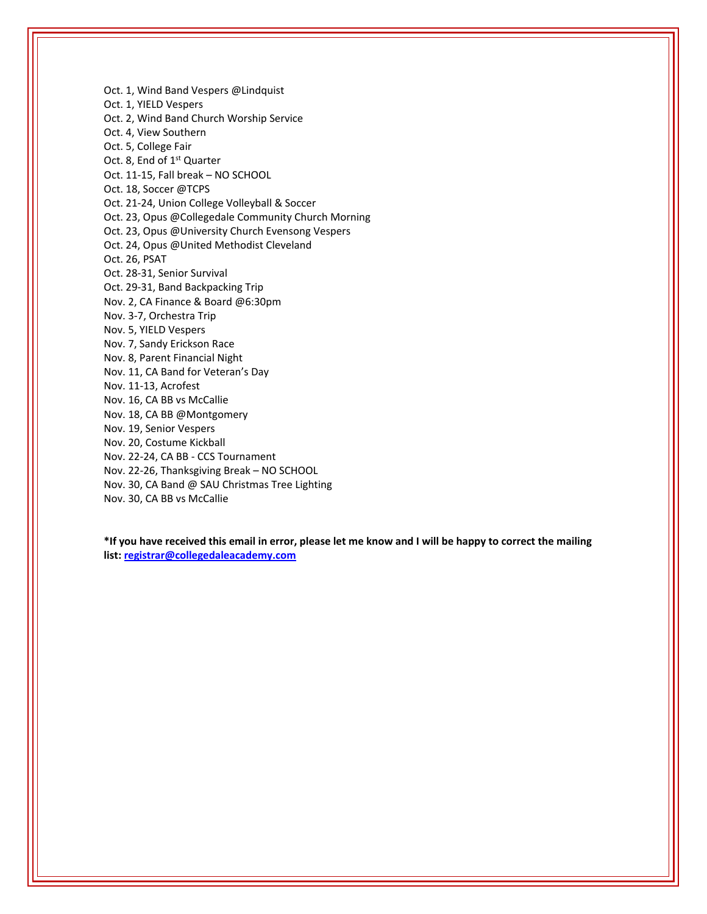Oct. 1, Wind Band Vespers @Lindquist
Oct. 1, YIELD Vespers
Oct. 2, Wind Band Church Worship Service
Oct. 4, View Southern
Oct. 5, College Fair
Oct. 8, End of 1st Quarter
Oct. 11-15, Fall break – NO SCHOOL
Oct. 18, Soccer @TCPS
Oct. 21-24, Union College Volleyball & Soccer
Oct. 23, Opus @Collegedale Community Church Morning
Oct. 23, Opus @University Church Evensong Vespers
Oct. 24, Opus @United Methodist Cleveland
Oct. 26, PSAT
Oct. 28-31, Senior Survival
Oct. 29-31, Band Backpacking Trip
Nov. 2, CA Finance & Board @6:30pm
Nov. 3-7, Orchestra Trip
Nov. 5, YIELD Vespers
Nov. 7, Sandy Erickson Race
Nov. 8, Parent Financial Night
Nov. 11, CA Band for Veteran's Day
Nov. 11-13, Acrofest
Nov. 16, CA BB vs McCallie
Nov. 18, CA BB @Montgomery
Nov. 19, Senior Vespers
Nov. 20, Costume Kickball
Nov. 22-24, CA BB - CCS Tournament
Nov. 22-26, Thanksgiving Break – NO SCHOOL
Nov. 30, CA Band @ SAU Christmas Tree Lighting
Nov. 30, CA BB vs McCallie

**\*If you have received this email in error, please let me know and I will be happy to correct the mailing list: registrar@collegedaleacademy.com**